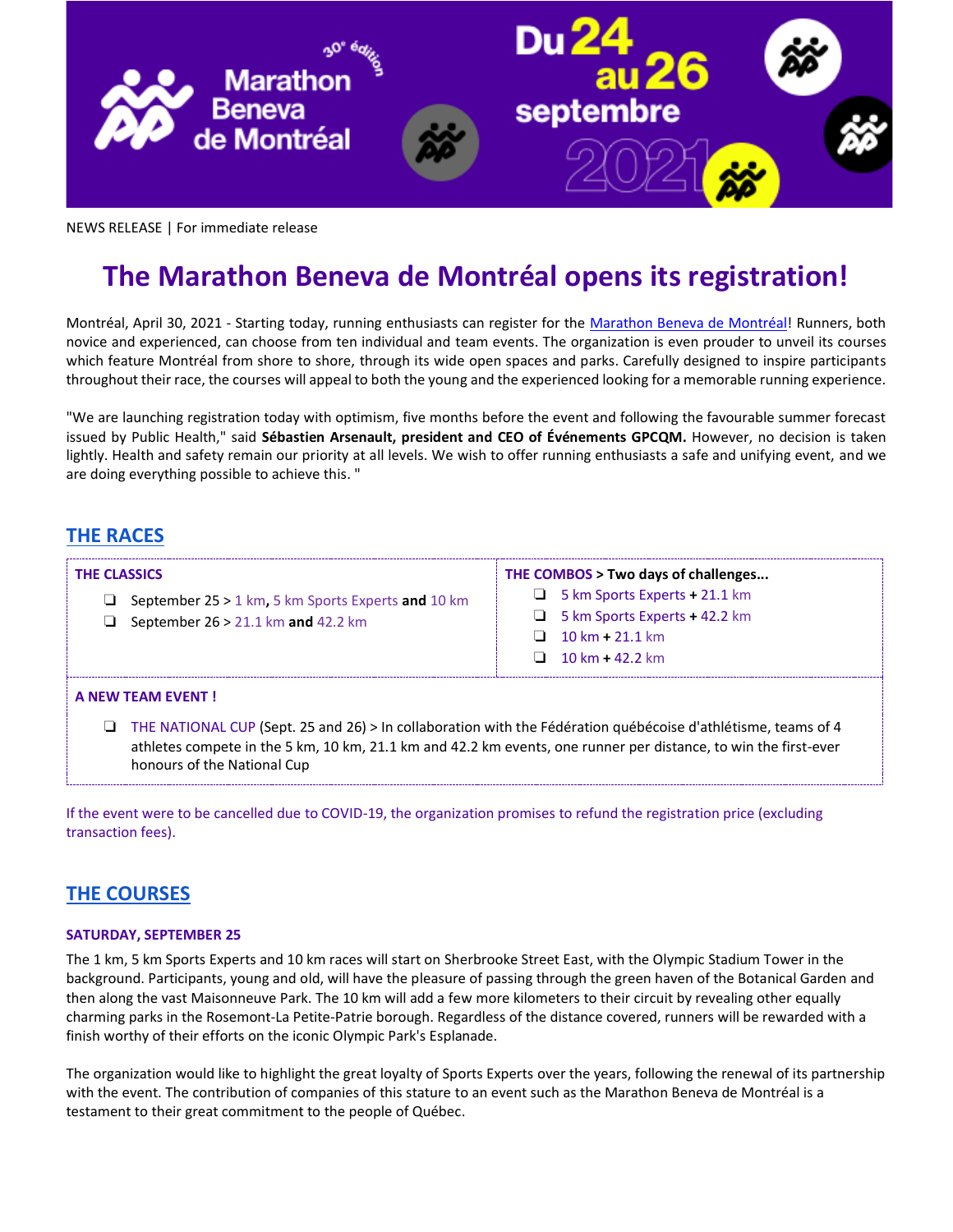NEWS RELEASE | For immediate release

# The Marathon Beneva de Montréal opens its registration!

Montréal, April 30, 2021 - Starting today, running enthusiasts can register for the Marathon Beneva de Montréal! Runners, both novice and experienced, can choose from ten individual and team events. The organization is even prouder to unveil its courses which feature Montréal from shore to shore, through its wide open spaces and parks. Carefully designed to inspire participants throughout their race, the courses will appeal to both the young and the experienced looking for a memorable running experience.

"We are launching registration today with optimism, five months before the event and following the favourable summer forecast issued by Public Health," said **Sébastien Arsenault, president and CEO of Événements GPCQM.** However, no decision is taken lightly. Health and safety remain our priority at all levels. We wish to offer running enthusiasts a safe and unifying event, and we are doing everything possible to achieve this. "

## THE RACES

**THE CLASSICS**

- September 25 > 1 km, 5 km Sports Experts **and** 10 km
- September 26 > 21.1 km **and** 42.2 km

**THE COMBOS > Two days of challenges...**

- 5 km Sports Experts + 21.1 km
- 5 km Sports Experts + 42.2 km
- 10 km + 21.1 km
- 10 km + 42.2 km

**A NEW TEAM EVENT !**

- THE NATIONAL CUP (Sept. 25 and 26) > In collaboration with the Fédération québécoise d'athlétisme, teams of 4 athletes compete in the 5 km, 10 km, 21.1 km and 42.2 km events, one runner per distance, to win the first-ever honours of the National Cup

If the event were to be cancelled due to COVID-19, the organization promises to refund the registration price (excluding transaction fees).

## THE COURSES

### SATURDAY, SEPTEMBER 25

The 1 km, 5 km Sports Experts and 10 km races will start on Sherbrooke Street East, with the Olympic Stadium Tower in the background. Participants, young and old, will have the pleasure of passing through the green haven of the Botanical Garden and then along the vast Maisonneuve Park. The 10 km will add a few more kilometers to their circuit by revealing other equally charming parks in the Rosemont-La Petite-Patrie borough. Regardless of the distance covered, runners will be rewarded with a finish worthy of their efforts on the iconic Olympic Park's Esplanade.

The organization would like to highlight the great loyalty of Sports Experts over the years, following the renewal of its partnership with the event. The contribution of companies of this stature to an event such as the Marathon Beneva de Montréal is a testament to their great commitment to the people of Québec.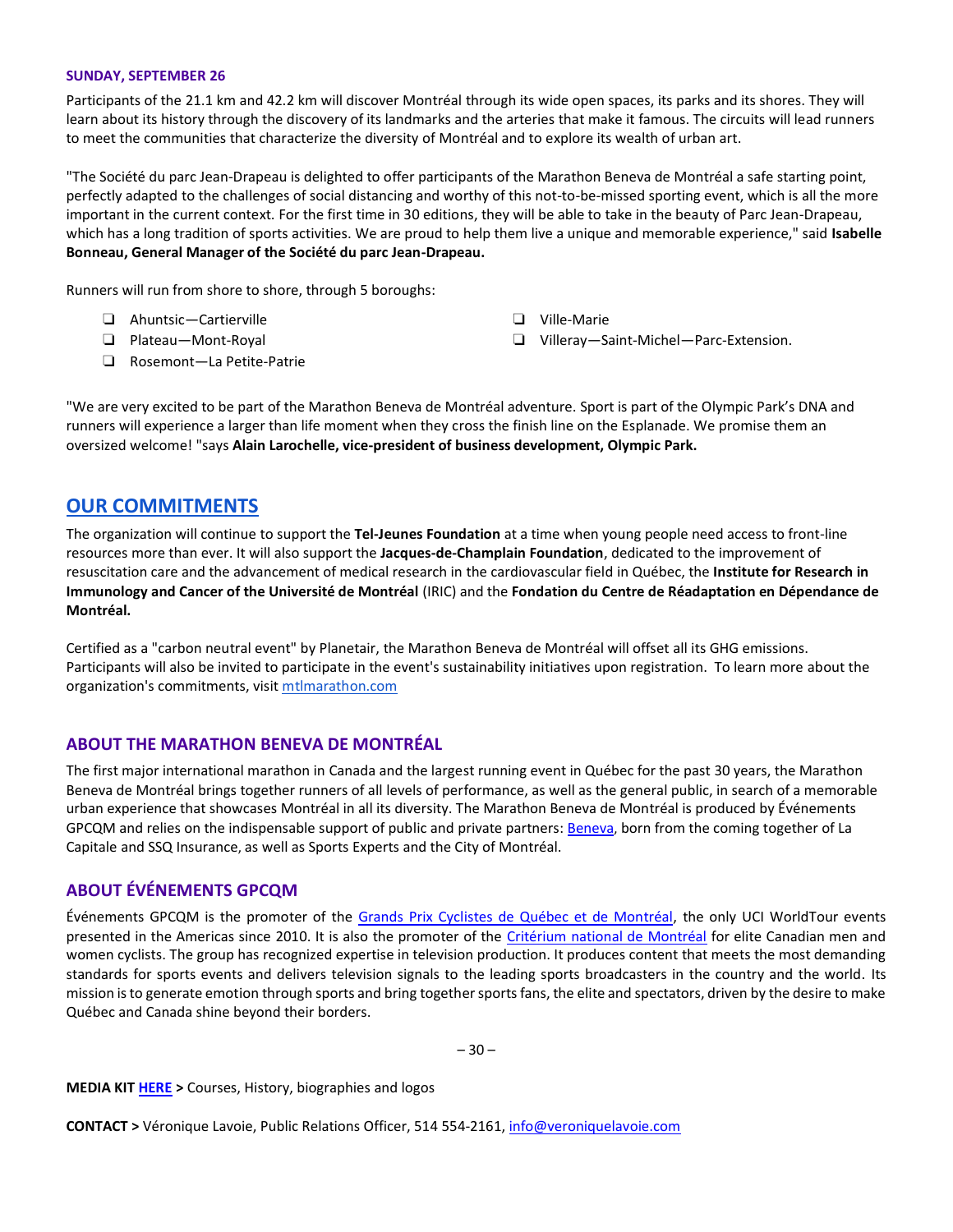**SUNDAY, SEPTEMBER 26**

Participants of the 21.1 km and 42.2 km will discover Montréal through its wide open spaces, its parks and its shores. They will learn about its history through the discovery of its landmarks and the arteries that make it famous. The circuits will lead runners to meet the communities that characterize the diversity of Montréal and to explore its wealth of urban art.

"The Société du parc Jean-Drapeau is delighted to offer participants of the Marathon Beneva de Montréal a safe starting point, perfectly adapted to the challenges of social distancing and worthy of this not-to-be-missed sporting event, which is all the more important in the current context. For the first time in 30 editions, they will be able to take in the beauty of Parc Jean-Drapeau, which has a long tradition of sports activities. We are proud to help them live a unique and memorable experience," said **Isabelle Bonneau, General Manager of the Société du parc Jean-Drapeau.**

Runners will run from shore to shore, through 5 boroughs:

- Ahuntsic—Cartierville
- Plateau—Mont-Royal
- Rosemont—La Petite-Patrie
- Ville-Marie
- Villeray—Saint-Michel—Parc-Extension.

"We are very excited to be part of the Marathon Beneva de Montréal adventure. Sport is part of the Olympic Park's DNA and runners will experience a larger than life moment when they cross the finish line on the Esplanade. We promise them an oversized welcome! "says **Alain Larochelle, vice-president of business development, Olympic Park.**

## OUR COMMITMENTS

The organization will continue to support the **Tel-Jeunes Foundation** at a time when young people need access to front-line resources more than ever. It will also support the **Jacques-de-Champlain Foundation**, dedicated to the improvement of resuscitation care and the advancement of medical research in the cardiovascular field in Québec, the **Institute for Research in Immunology and Cancer of the Université de Montréal** (IRIC) and the **Fondation du Centre de Réadaptation en Dépendance de Montréal.**

Certified as a "carbon neutral event" by Planetair, the Marathon Beneva de Montréal will offset all its GHG emissions. Participants will also be invited to participate in the event's sustainability initiatives upon registration. To learn more about the organization's commitments, visit mtlmarathon.com

### ABOUT THE MARATHON BENEVA DE MONTRÉAL

The first major international marathon in Canada and the largest running event in Québec for the past 30 years, the Marathon Beneva de Montréal brings together runners of all levels of performance, as well as the general public, in search of a memorable urban experience that showcases Montréal in all its diversity. The Marathon Beneva de Montréal is produced by Événements GPCQM and relies on the indispensable support of public and private partners: Beneva, born from the coming together of La Capitale and SSQ Insurance, as well as Sports Experts and the City of Montréal.

### ABOUT ÉVÉNEMENTS GPCQM

Événements GPCQM is the promoter of the Grands Prix Cyclistes de Québec et de Montréal, the only UCI WorldTour events presented in the Americas since 2010. It is also the promoter of the Critérium national de Montréal for elite Canadian men and women cyclists. The group has recognized expertise in television production. It produces content that meets the most demanding standards for sports events and delivers television signals to the leading sports broadcasters in the country and the world. Its mission is to generate emotion through sports and bring together sports fans, the elite and spectators, driven by the desire to make Québec and Canada shine beyond their borders.

– 30 –

**MEDIA KIT HERE >** Courses, History, biographies and logos

**CONTACT >** Véronique Lavoie, Public Relations Officer, 514 554-2161, info@veroniquelavoie.com